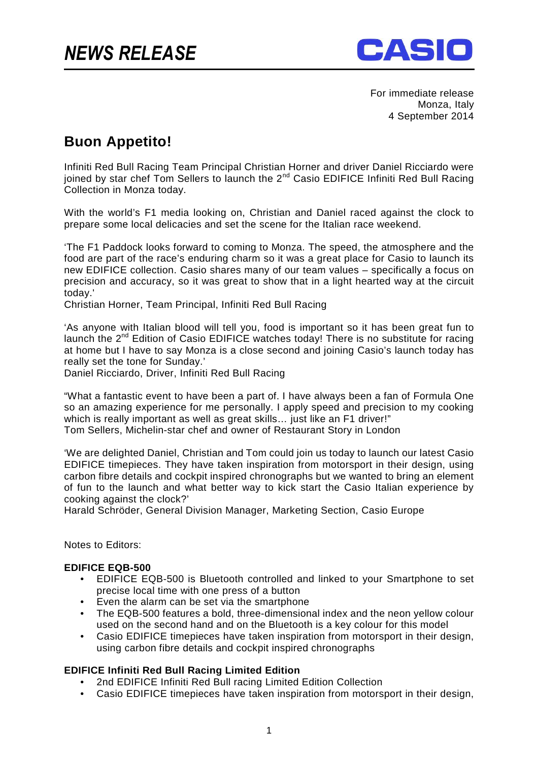# NEWS RELEASE

CASIO

For immediate release
Monza, Italy
4 September 2014

## Buon Appetito!

Infiniti Red Bull Racing Team Principal Christian Horner and driver Daniel Ricciardo were joined by star chef Tom Sellers to launch the 2nd Casio EDIFICE Infiniti Red Bull Racing Collection in Monza today.

With the world's F1 media looking on, Christian and Daniel raced against the clock to prepare some local delicacies and set the scene for the Italian race weekend.

'The F1 Paddock looks forward to coming to Monza. The speed, the atmosphere and the food are part of the race's enduring charm so it was a great place for Casio to launch its new EDIFICE collection. Casio shares many of our team values – specifically a focus on precision and accuracy, so it was great to show that in a light hearted way at the circuit today.'
Christian Horner, Team Principal, Infiniti Red Bull Racing

'As anyone with Italian blood will tell you, food is important so it has been great fun to launch the 2nd Edition of Casio EDIFICE watches today! There is no substitute for racing at home but I have to say Monza is a close second and joining Casio's launch today has really set the tone for Sunday.'
Daniel Ricciardo, Driver, Infiniti Red Bull Racing

"What a fantastic event to have been a part of. I have always been a fan of Formula One so an amazing experience for me personally. I apply speed and precision to my cooking which is really important as well as great skills… just like an F1 driver!"
Tom Sellers, Michelin-star chef and owner of Restaurant Story in London

'We are delighted Daniel, Christian and Tom could join us today to launch our latest Casio EDIFICE timepieces. They have taken inspiration from motorsport in their design, using carbon fibre details and cockpit inspired chronographs but we wanted to bring an element of fun to the launch and what better way to kick start the Casio Italian experience by cooking against the clock?'
Harald Schröder, General Division Manager, Marketing Section, Casio Europe

Notes to Editors:

**EDIFICE EQB-500**

- EDIFICE EQB-500 is Bluetooth controlled and linked to your Smartphone to set precise local time with one press of a button
- Even the alarm can be set via the smartphone
- The EQB-500 features a bold, three-dimensional index and the neon yellow colour used on the second hand and on the Bluetooth is a key colour for this model
- Casio EDIFICE timepieces have taken inspiration from motorsport in their design, using carbon fibre details and cockpit inspired chronographs

**EDIFICE Infiniti Red Bull Racing Limited Edition**

- 2nd EDIFICE Infiniti Red Bull racing Limited Edition Collection
- Casio EDIFICE timepieces have taken inspiration from motorsport in their design,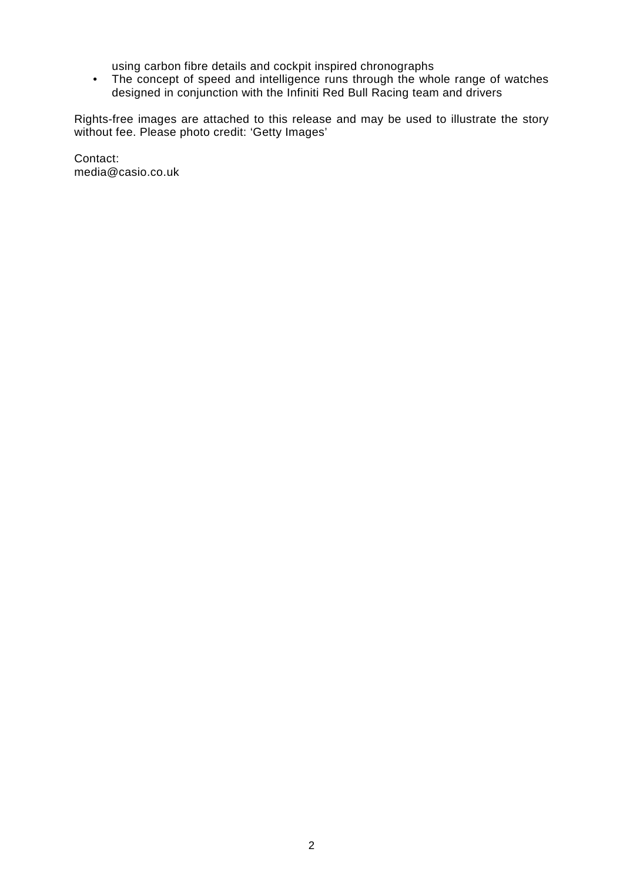using carbon fibre details and cockpit inspired chronographs

- The concept of speed and intelligence runs through the whole range of watches designed in conjunction with the Infiniti Red Bull Racing team and drivers

Rights-free images are attached to this release and may be used to illustrate the story without fee. Please photo credit: 'Getty Images'

Contact:
media@casio.co.uk